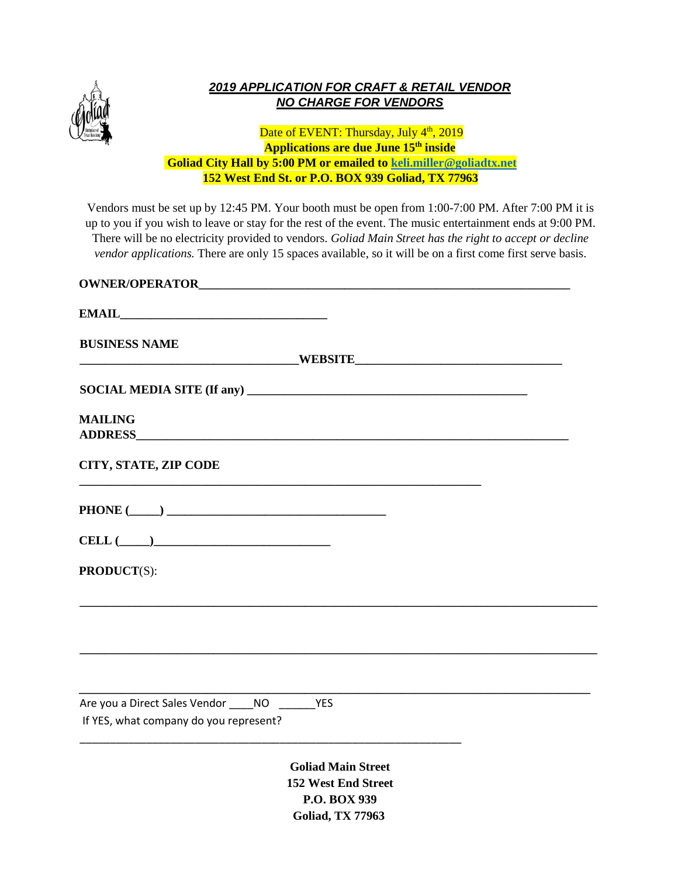## ***2019 APPLICATION FOR CRAFT & RETAIL VENDOR***
## ***NO CHARGE FOR VENDORS***

Date of EVENT: Thursday, July 4th, 2019
**Applications are due June 15th inside**
**Goliad City Hall by 5:00 PM or emailed to [keli.miller@goliadtx.net](mailto:keli.miller@goliadtx.net)**
**152 West End St. or P.O. BOX 939 Goliad, TX 77963**

Vendors must be set up by 12:45 PM. Your booth must be open from 1:00-7:00 PM. After 7:00 PM it is up to you if you wish to leave or stay for the rest of the event. The music entertainment ends at 9:00 PM. There will be no electricity provided to vendors. *Goliad Main Street has the right to accept or decline vendor applications.* There are only 15 spaces available, so it will be on a first come first serve basis.

**OWNER/OPERATOR**_______________________________________________________________

**EMAIL**_________________________________

**BUSINESS NAME**
_________________________________**WEBSITE**_________________________________

**SOCIAL MEDIA SITE (If any)** _____________________________________________

**MAILING ADDRESS**_______________________________________________________________________

**CITY, STATE, ZIP CODE**
_________________________________________________________________

**PHONE (_____)** ___________________________________

**CELL (_____)**____________________________

**PRODUCT**(S):

_________________________________________________________________________________

_________________________________________________________________________________

_________________________________________________________________________________

Are you a Direct Sales Vendor ____NO ______YES

If YES, what company do you represent?

____________________________________________________________

**Goliad Main Street**
**152 West End Street**
**P.O. BOX 939**
**Goliad, TX 77963**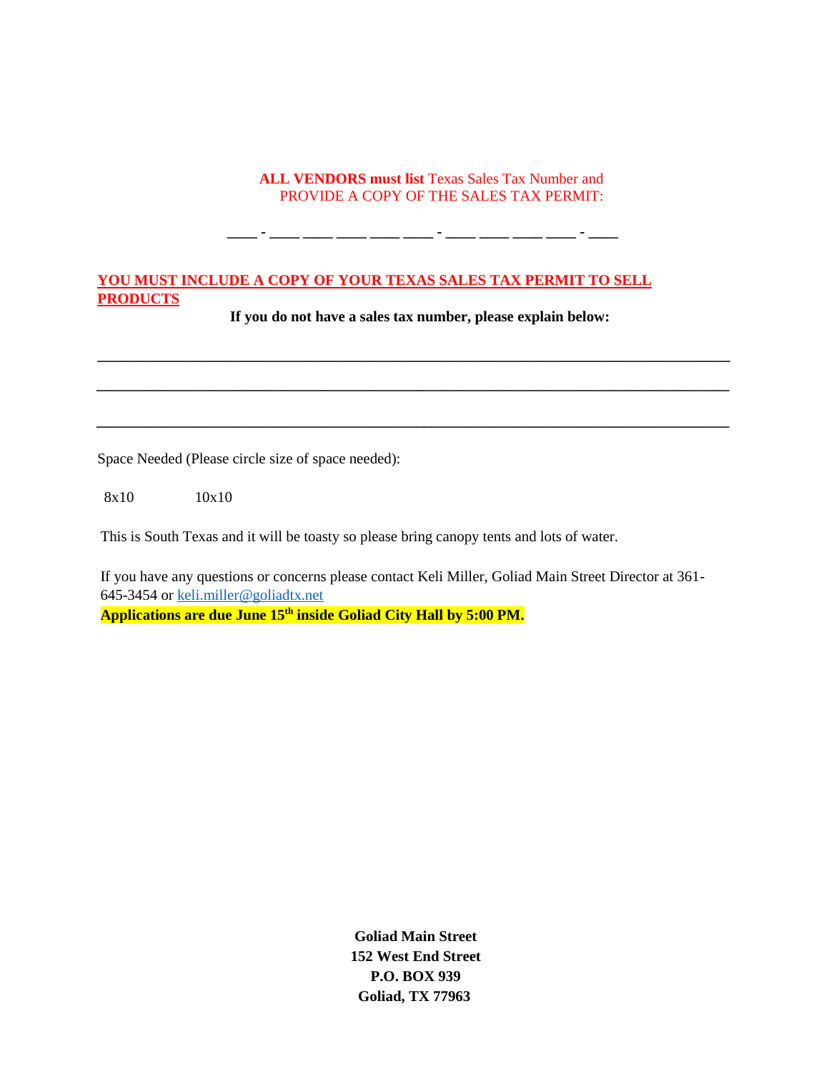**ALL VENDORS must list** Texas Sales Tax Number and PROVIDE A COPY OF THE SALES TAX PERMIT:

___ - ___ ___ ___ ___ ___ - ___ ___ ___ ___ - ___

**YOU MUST INCLUDE A COPY OF YOUR TEXAS SALES TAX PERMIT TO SELL PRODUCTS**

**If you do not have a sales tax number, please explain below:**

_______________________________________________________________________________

_______________________________________________________________________________

_______________________________________________________________________________

Space Needed (Please circle size of space needed):

8x10 10x10

This is South Texas and it will be toasty so please bring canopy tents and lots of water.

If you have any questions or concerns please contact Keli Miller, Goliad Main Street Director at 361-645-3454 or keli.miller@goliadtx.net

**Applications are due June 15th inside Goliad City Hall by 5:00 PM.**

**Goliad Main Street**
**152 West End Street**
**P.O. BOX 939**
**Goliad, TX 77963**